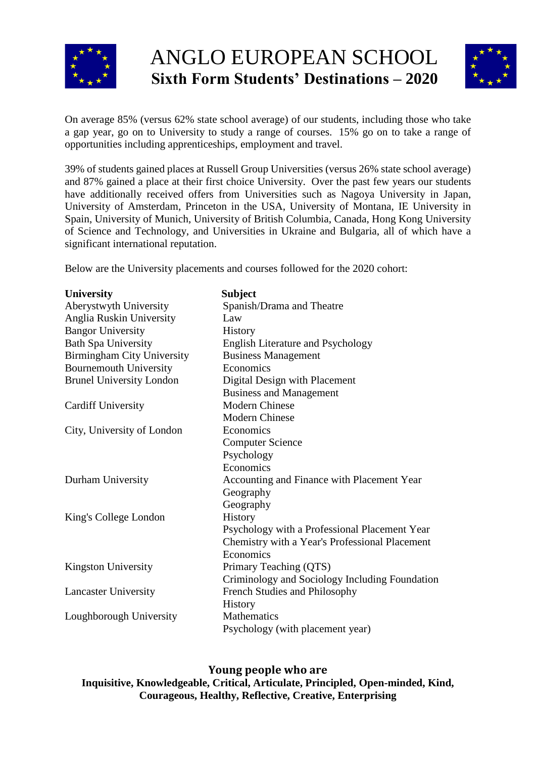# ANGLO EUROPEAN SCHOOL

## Sixth Form Students' Destinations – 2020

On average 85% (versus 62% state school average) of our students, including those who take a gap year, go on to University to study a range of courses. 15% go on to take a range of opportunities including apprenticeships, employment and travel.

39% of students gained places at Russell Group Universities (versus 26% state school average) and 87% gained a place at their first choice University. Over the past few years our students have additionally received offers from Universities such as Nagoya University in Japan, University of Amsterdam, Princeton in the USA, University of Montana, IE University in Spain, University of Munich, University of British Columbia, Canada, Hong Kong University of Science and Technology, and Universities in Ukraine and Bulgaria, all of which have a significant international reputation.

Below are the University placements and courses followed for the 2020 cohort:

| University | Subject |
|---|---|
| Aberystwyth University | Spanish/Drama and Theatre |
| Anglia Ruskin University | Law |
| Bangor University | History |
| Bath Spa University | English Literature and Psychology |
| Birmingham City University | Business Management |
| Bournemouth University | Economics |
| Brunel University London | Digital Design with Placement |
| | Business and Management |
| Cardiff University | Modern Chinese |
| | Modern Chinese |
| City, University of London | Economics |
| | Computer Science |
| | Psychology |
| | Economics |
| Durham University | Accounting and Finance with Placement Year |
| | Geography |
| | Geography |
| King's College London | History |
| | Psychology with a Professional Placement Year |
| | Chemistry with a Year's Professional Placement |
| | Economics |
| Kingston University | Primary Teaching (QTS) |
| | Criminology and Sociology Including Foundation |
| Lancaster University | French Studies and Philosophy |
| | History |
| Loughborough University | Mathematics |
| | Psychology (with placement year) |

**Young people who are**
**Inquisitive, Knowledgeable, Critical, Articulate, Principled, Open-minded, Kind, Courageous, Healthy, Reflective, Creative, Enterprising**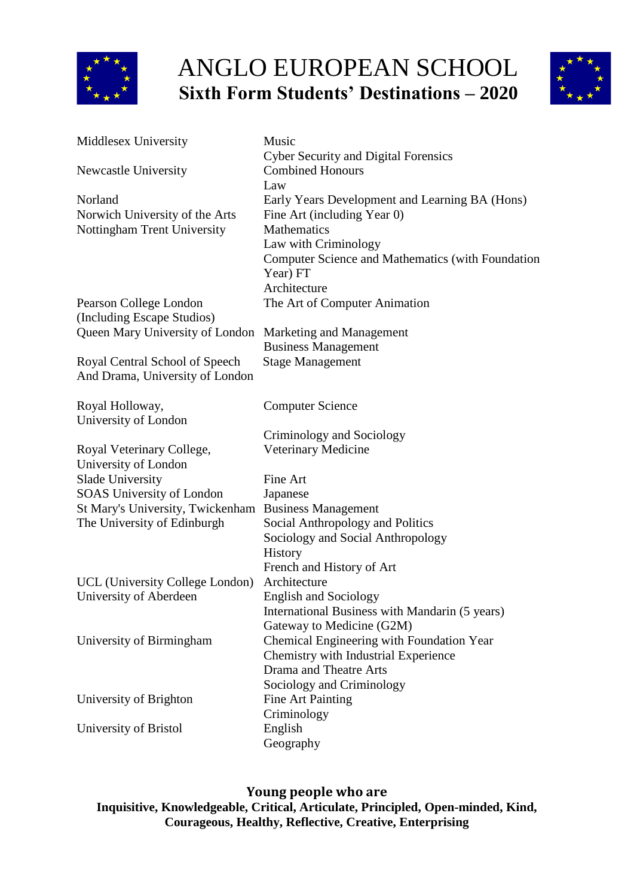# ANGLO EUROPEAN SCHOOL

## Sixth Form Students' Destinations – 2020

| University | Course |
|---|---|
| Middlesex University | Music |
| | Cyber Security and Digital Forensics |
| Newcastle University | Combined Honours |
| | Law |
| Norland | Early Years Development and Learning BA (Hons) |
| Norwich University of the Arts | Fine Art (including Year 0) |
| Nottingham Trent University | Mathematics |
| | Law with Criminology |
| | Computer Science and Mathematics (with Foundation Year) FT |
| | Architecture |
| Pearson College London (Including Escape Studios) | The Art of Computer Animation |
| Queen Mary University of London | Marketing and Management |
| | Business Management |
| Royal Central School of Speech And Drama, University of London | Stage Management |
| Royal Holloway, University of London | Computer Science |
| | Criminology and Sociology |
| Royal Veterinary College, University of London | Veterinary Medicine |
| Slade University | Fine Art |
| SOAS University of London | Japanese |
| St Mary's University, Twickenham | Business Management |
| The University of Edinburgh | Social Anthropology and Politics |
| | Sociology and Social Anthropology |
| | History |
| | French and History of Art |
| UCL (University College London) | Architecture |
| University of Aberdeen | English and Sociology |
| | International Business with Mandarin (5 years) |
| | Gateway to Medicine (G2M) |
| University of Birmingham | Chemical Engineering with Foundation Year |
| | Chemistry with Industrial Experience |
| | Drama and Theatre Arts |
| | Sociology and Criminology |
| University of Brighton | Fine Art Painting |
| | Criminology |
| University of Bristol | English |
| | Geography |

**Young people who are**
**Inquisitive, Knowledgeable, Critical, Articulate, Principled, Open-minded, Kind, Courageous, Healthy, Reflective, Creative, Enterprising**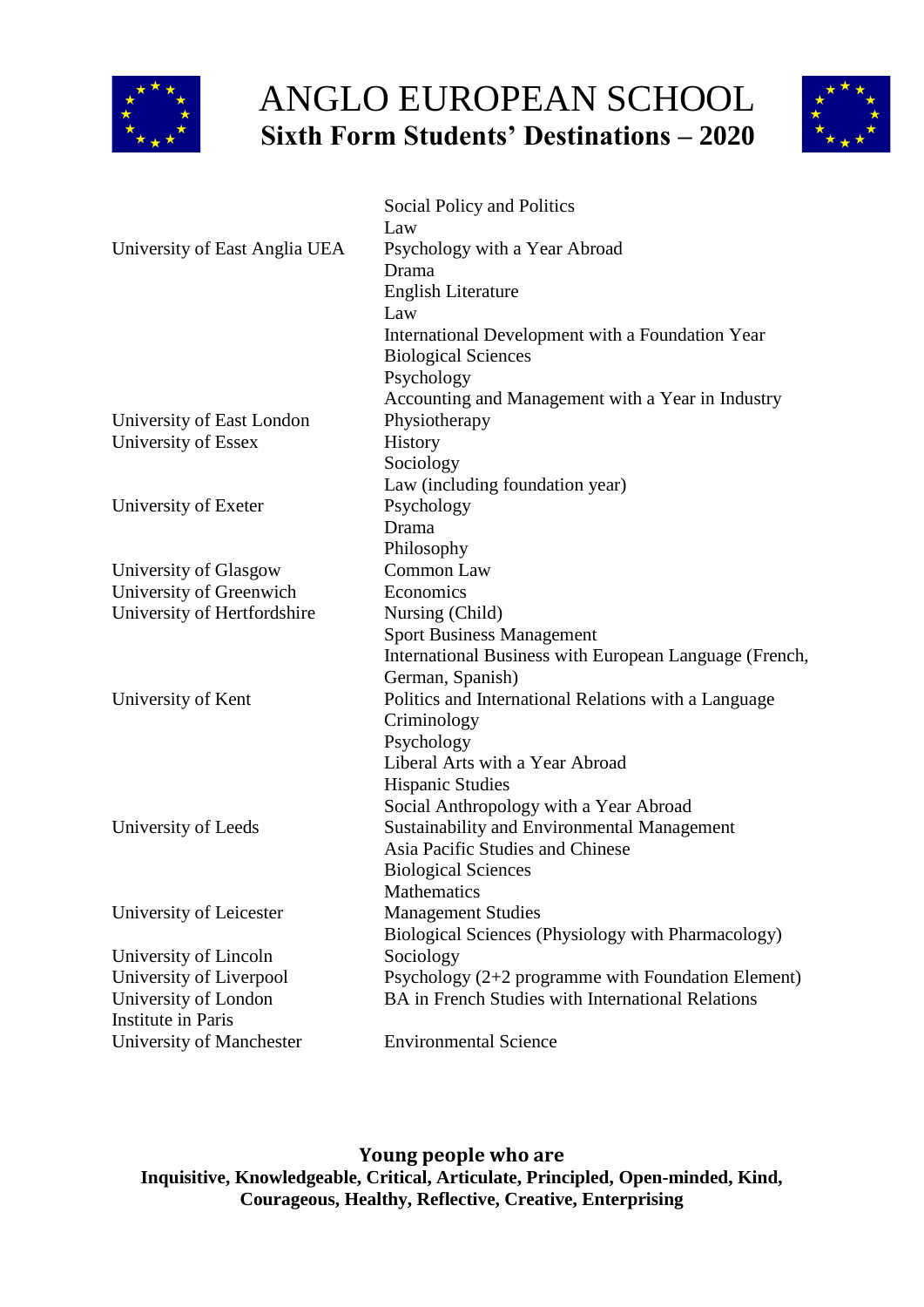# ANGLO EUROPEAN SCHOOL

## Sixth Form Students' Destinations – 2020

| University | Course |
|---|---|
| | Social Policy and Politics |
| | Law |
| University of East Anglia UEA | Psychology with a Year Abroad |
| | Drama |
| | English Literature |
| | Law |
| | International Development with a Foundation Year |
| | Biological Sciences |
| | Psychology |
| | Accounting and Management with a Year in Industry |
| University of East London | Physiotherapy |
| University of Essex | History |
| | Sociology |
| | Law (including foundation year) |
| University of Exeter | Psychology |
| | Drama |
| | Philosophy |
| University of Glasgow | Common Law |
| University of Greenwich | Economics |
| University of Hertfordshire | Nursing (Child) |
| | Sport Business Management |
| | International Business with European Language (French, German, Spanish) |
| University of Kent | Politics and International Relations with a Language |
| | Criminology |
| | Psychology |
| | Liberal Arts with a Year Abroad |
| | Hispanic Studies |
| | Social Anthropology with a Year Abroad |
| University of Leeds | Sustainability and Environmental Management |
| | Asia Pacific Studies and Chinese |
| | Biological Sciences |
| | Mathematics |
| University of Leicester | Management Studies |
| | Biological Sciences (Physiology with Pharmacology) |
| University of Lincoln | Sociology |
| University of Liverpool | Psychology (2+2 programme with Foundation Element) |
| University of London Institute in Paris | BA in French Studies with International Relations |
| University of Manchester | Environmental Science |

**Young people who are**
**Inquisitive, Knowledgeable, Critical, Articulate, Principled, Open-minded, Kind, Courageous, Healthy, Reflective, Creative, Enterprising**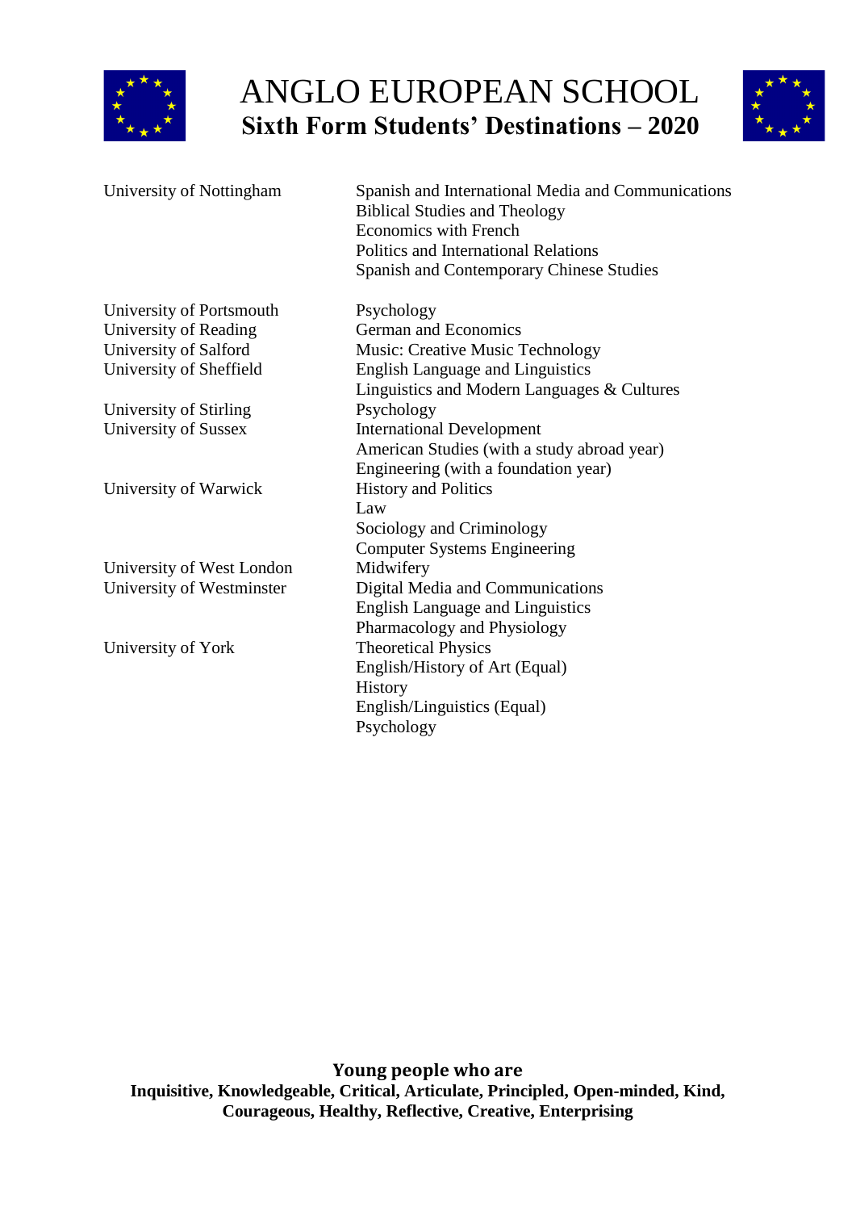# ANGLO EUROPEAN SCHOOL

## Sixth Form Students' Destinations – 2020

| | |
|---|---|
| University of Nottingham | Spanish and International Media and Communications |
| | Biblical Studies and Theology |
| | Economics with French |
| | Politics and International Relations |
| | Spanish and Contemporary Chinese Studies |
| University of Portsmouth | Psychology |
| University of Reading | German and Economics |
| University of Salford | Music: Creative Music Technology |
| University of Sheffield | English Language and Linguistics |
| | Linguistics and Modern Languages & Cultures |
| University of Stirling | Psychology |
| University of Sussex | International Development |
| | American Studies (with a study abroad year) |
| | Engineering (with a foundation year) |
| University of Warwick | History and Politics |
| | Law |
| | Sociology and Criminology |
| | Computer Systems Engineering |
| University of West London | Midwifery |
| University of Westminster | Digital Media and Communications |
| | English Language and Linguistics |
| | Pharmacology and Physiology |
| University of York | Theoretical Physics |
| | English/History of Art (Equal) |
| | History |
| | English/Linguistics (Equal) |
| | Psychology |

**Young people who are**
**Inquisitive, Knowledgeable, Critical, Articulate, Principled, Open-minded, Kind, Courageous, Healthy, Reflective, Creative, Enterprising**